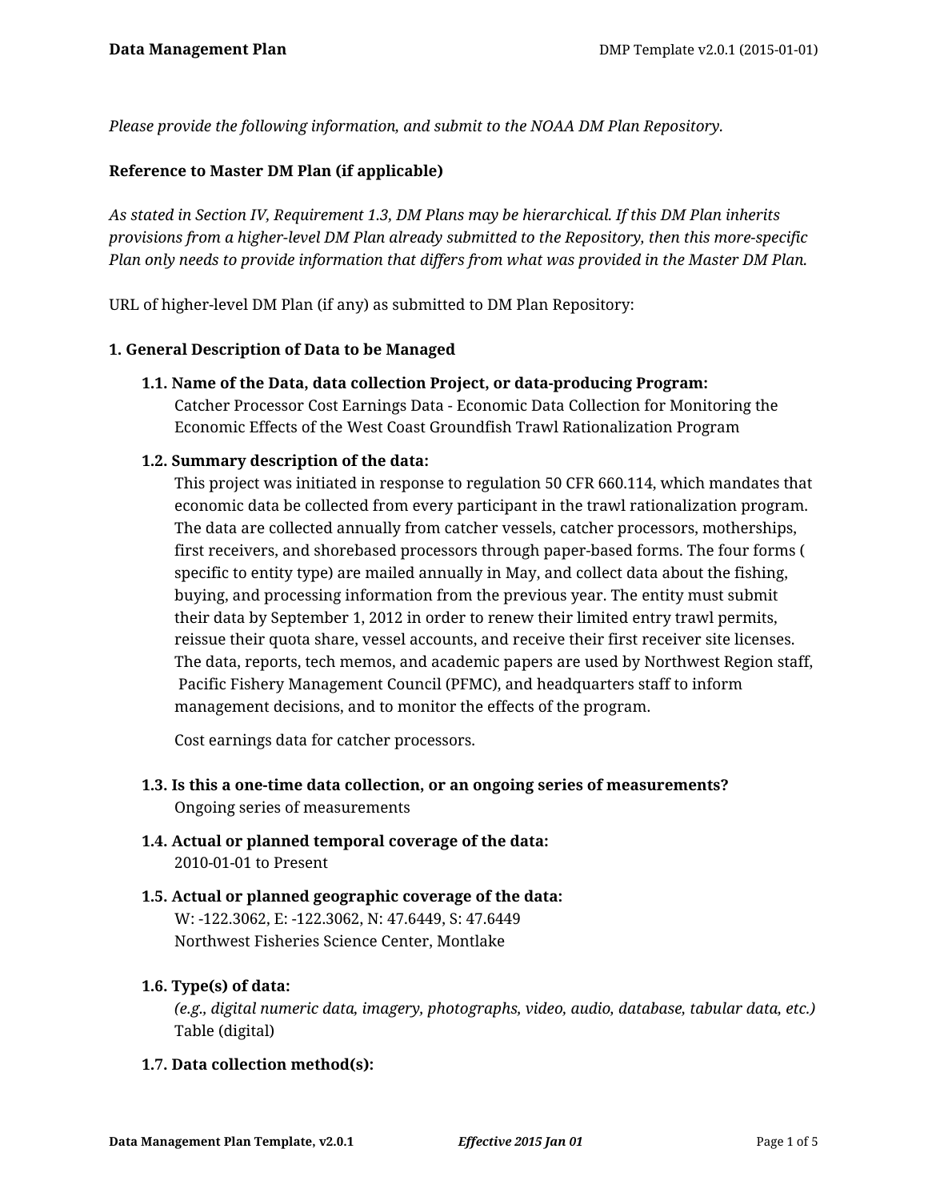*Please provide the following information, and submit to the NOAA DM Plan Repository.*

**Reference to Master DM Plan (if applicable)**

*As stated in Section IV, Requirement 1.3, DM Plans may be hierarchical. If this DM Plan inherits provisions from a higher-level DM Plan already submitted to the Repository, then this more-specific Plan only needs to provide information that differs from what was provided in the Master DM Plan.*

URL of higher-level DM Plan (if any) as submitted to DM Plan Repository:

### 1. General Description of Data to be Managed

**1.1. Name of the Data, data collection Project, or data-producing Program:**

Catcher Processor Cost Earnings Data - Economic Data Collection for Monitoring the Economic Effects of the West Coast Groundfish Trawl Rationalization Program

**1.2. Summary description of the data:**

This project was initiated in response to regulation 50 CFR 660.114, which mandates that economic data be collected from every participant in the trawl rationalization program. The data are collected annually from catcher vessels, catcher processors, motherships, first receivers, and shorebased processors through paper-based forms. The four forms ( specific to entity type) are mailed annually in May, and collect data about the fishing, buying, and processing information from the previous year. The entity must submit their data by September 1, 2012 in order to renew their limited entry trawl permits, reissue their quota share, vessel accounts, and receive their first receiver site licenses. The data, reports, tech memos, and academic papers are used by Northwest Region staff, Pacific Fishery Management Council (PFMC), and headquarters staff to inform management decisions, and to monitor the effects of the program.

Cost earnings data for catcher processors.

**1.3. Is this a one-time data collection, or an ongoing series of measurements?**

Ongoing series of measurements

**1.4. Actual or planned temporal coverage of the data:**

2010-01-01 to Present

**1.5. Actual or planned geographic coverage of the data:**

W: -122.3062, E: -122.3062, N: 47.6449, S: 47.6449
Northwest Fisheries Science Center, Montlake

**1.6. Type(s) of data:**

*(e.g., digital numeric data, imagery, photographs, video, audio, database, tabular data, etc.)*
Table (digital)

**1.7. Data collection method(s):**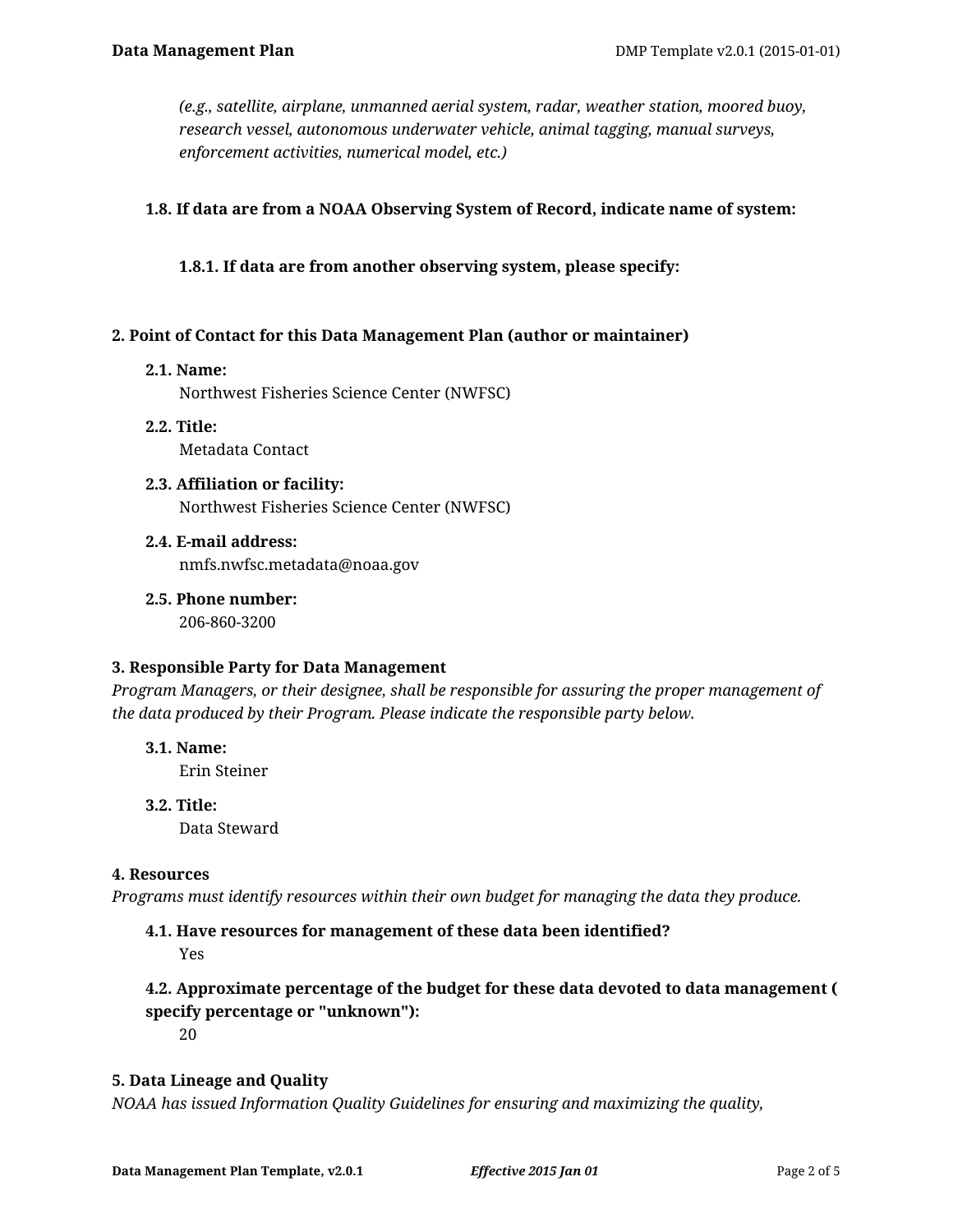*(e.g., satellite, airplane, unmanned aerial system, radar, weather station, moored buoy, research vessel, autonomous underwater vehicle, animal tagging, manual surveys, enforcement activities, numerical model, etc.)*

**1.8. If data are from a NOAA Observing System of Record, indicate name of system:**

**1.8.1. If data are from another observing system, please specify:**

## 2. Point of Contact for this Data Management Plan (author or maintainer)

**2.1. Name:**
Northwest Fisheries Science Center (NWFSC)

**2.2. Title:**
Metadata Contact

**2.3. Affiliation or facility:**
Northwest Fisheries Science Center (NWFSC)

**2.4. E-mail address:**
nmfs.nwfsc.metadata@noaa.gov

**2.5. Phone number:**
206-860-3200

## 3. Responsible Party for Data Management

*Program Managers, or their designee, shall be responsible for assuring the proper management of the data produced by their Program. Please indicate the responsible party below.*

**3.1. Name:**
Erin Steiner

**3.2. Title:**
Data Steward

## 4. Resources

*Programs must identify resources within their own budget for managing the data they produce.*

**4.1. Have resources for management of these data been identified?**
Yes

**4.2. Approximate percentage of the budget for these data devoted to data management ( specify percentage or "unknown"):**
20

## 5. Data Lineage and Quality

*NOAA has issued Information Quality Guidelines for ensuring and maximizing the quality,*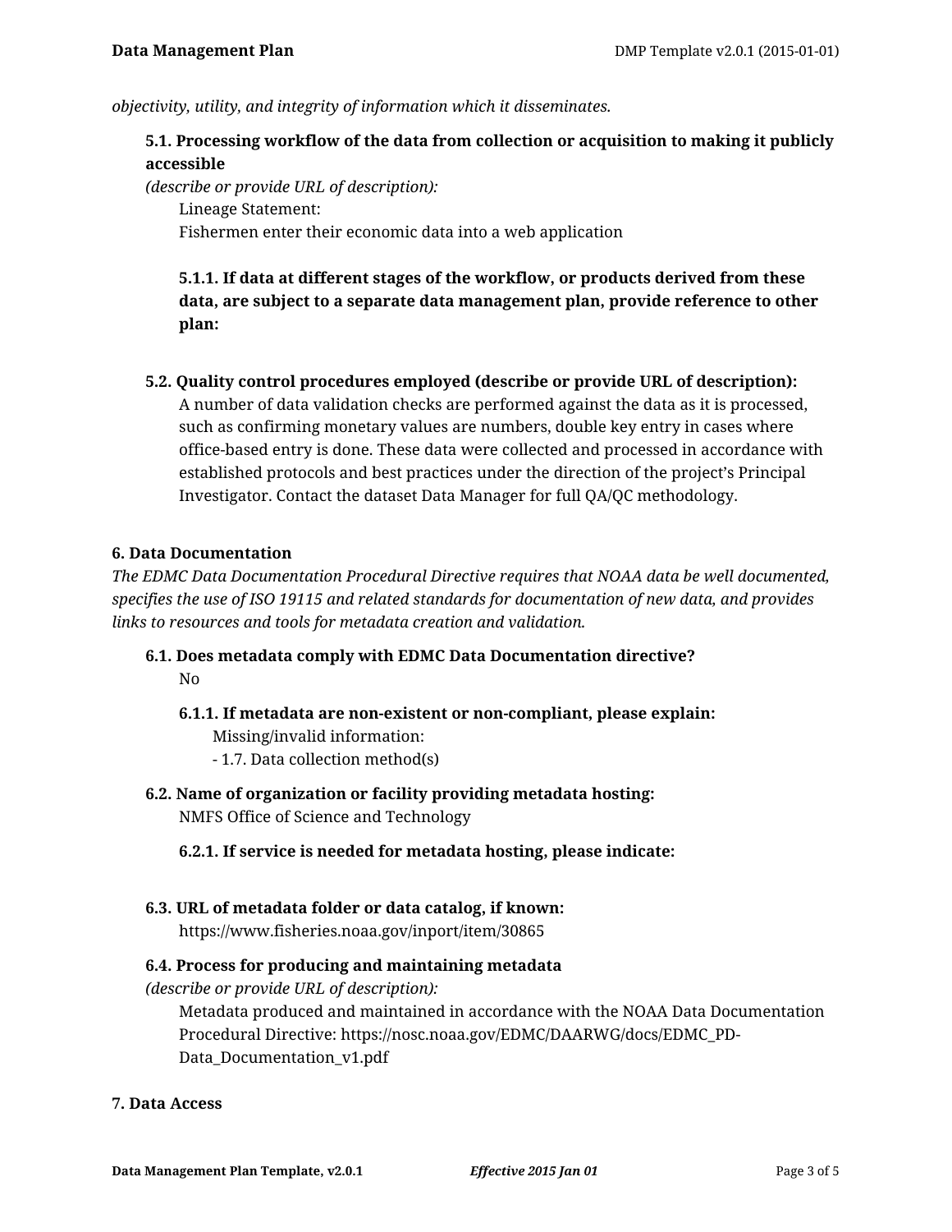*objectivity, utility, and integrity of information which it disseminates.*

**5.1. Processing workflow of the data from collection or acquisition to making it publicly accessible**

*(describe or provide URL of description):*

Lineage Statement:
Fishermen enter their economic data into a web application

**5.1.1. If data at different stages of the workflow, or products derived from these data, are subject to a separate data management plan, provide reference to other plan:**

**5.2. Quality control procedures employed (describe or provide URL of description):**

A number of data validation checks are performed against the data as it is processed, such as confirming monetary values are numbers, double key entry in cases where office-based entry is done. These data were collected and processed in accordance with established protocols and best practices under the direction of the project's Principal Investigator. Contact the dataset Data Manager for full QA/QC methodology.

## 6. Data Documentation

*The EDMC Data Documentation Procedural Directive requires that NOAA data be well documented, specifies the use of ISO 19115 and related standards for documentation of new data, and provides links to resources and tools for metadata creation and validation.*

**6.1. Does metadata comply with EDMC Data Documentation directive?**

No

**6.1.1. If metadata are non-existent or non-compliant, please explain:**

Missing/invalid information:
- 1.7. Data collection method(s)

**6.2. Name of organization or facility providing metadata hosting:**

NMFS Office of Science and Technology

**6.2.1. If service is needed for metadata hosting, please indicate:**

**6.3. URL of metadata folder or data catalog, if known:**

https://www.fisheries.noaa.gov/inport/item/30865

**6.4. Process for producing and maintaining metadata**

*(describe or provide URL of description):*

Metadata produced and maintained in accordance with the NOAA Data Documentation Procedural Directive: https://nosc.noaa.gov/EDMC/DAARWG/docs/EDMC_PD-Data_Documentation_v1.pdf

## 7. Data Access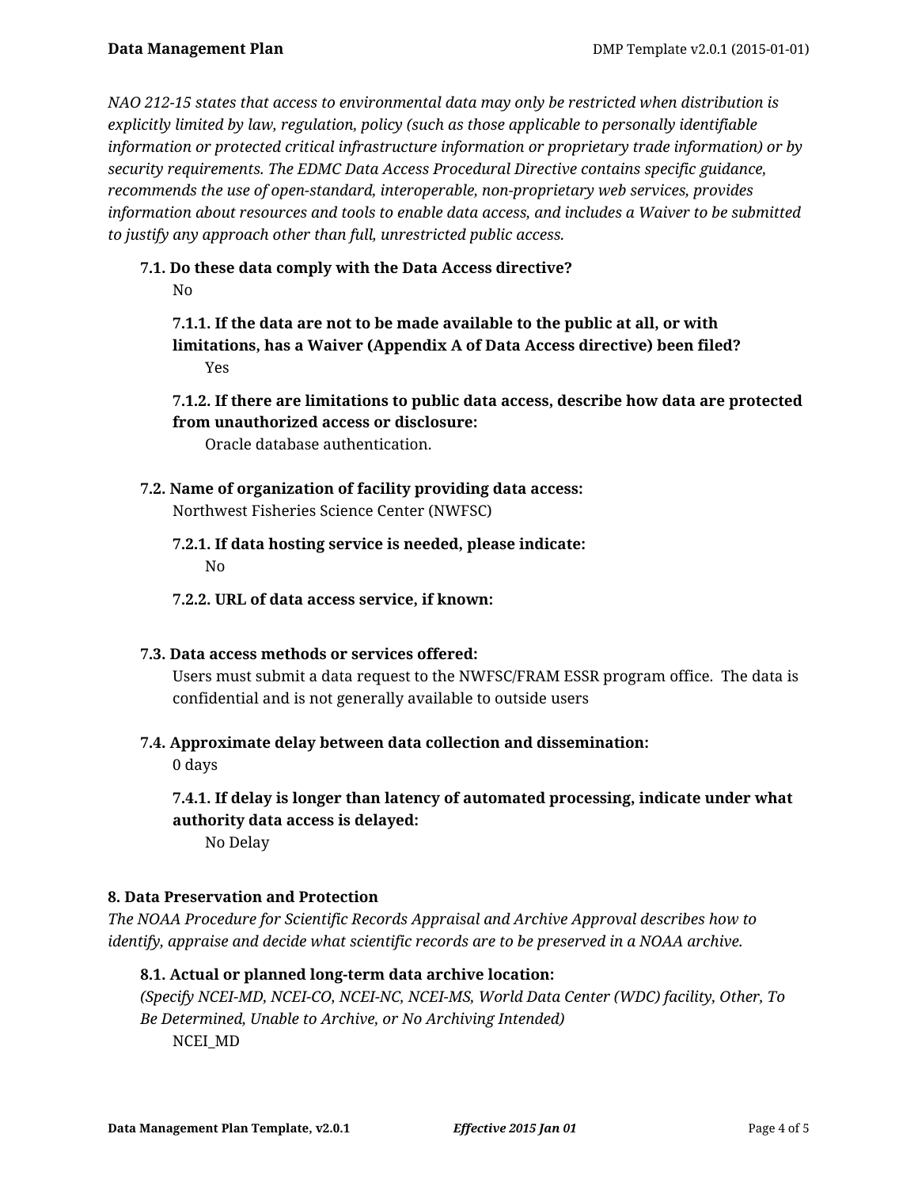*NAO 212-15 states that access to environmental data may only be restricted when distribution is explicitly limited by law, regulation, policy (such as those applicable to personally identifiable information or protected critical infrastructure information or proprietary trade information) or by security requirements. The EDMC Data Access Procedural Directive contains specific guidance, recommends the use of open-standard, interoperable, non-proprietary web services, provides information about resources and tools to enable data access, and includes a Waiver to be submitted to justify any approach other than full, unrestricted public access.*

**7.1. Do these data comply with the Data Access directive?**

No

**7.1.1. If the data are not to be made available to the public at all, or with limitations, has a Waiver (Appendix A of Data Access directive) been filed?**

Yes

**7.1.2. If there are limitations to public data access, describe how data are protected from unauthorized access or disclosure:**

Oracle database authentication.

**7.2. Name of organization of facility providing data access:**

Northwest Fisheries Science Center (NWFSC)

**7.2.1. If data hosting service is needed, please indicate:**

No

**7.2.2. URL of data access service, if known:**

**7.3. Data access methods or services offered:**

Users must submit a data request to the NWFSC/FRAM ESSR program office. The data is confidential and is not generally available to outside users

**7.4. Approximate delay between data collection and dissemination:**

0 days

**7.4.1. If delay is longer than latency of automated processing, indicate under what authority data access is delayed:**

No Delay

## 8. Data Preservation and Protection

*The NOAA Procedure for Scientific Records Appraisal and Archive Approval describes how to identify, appraise and decide what scientific records are to be preserved in a NOAA archive.*

**8.1. Actual or planned long-term data archive location:**

*(Specify NCEI-MD, NCEI-CO, NCEI-NC, NCEI-MS, World Data Center (WDC) facility, Other, To Be Determined, Unable to Archive, or No Archiving Intended)*

NCEI_MD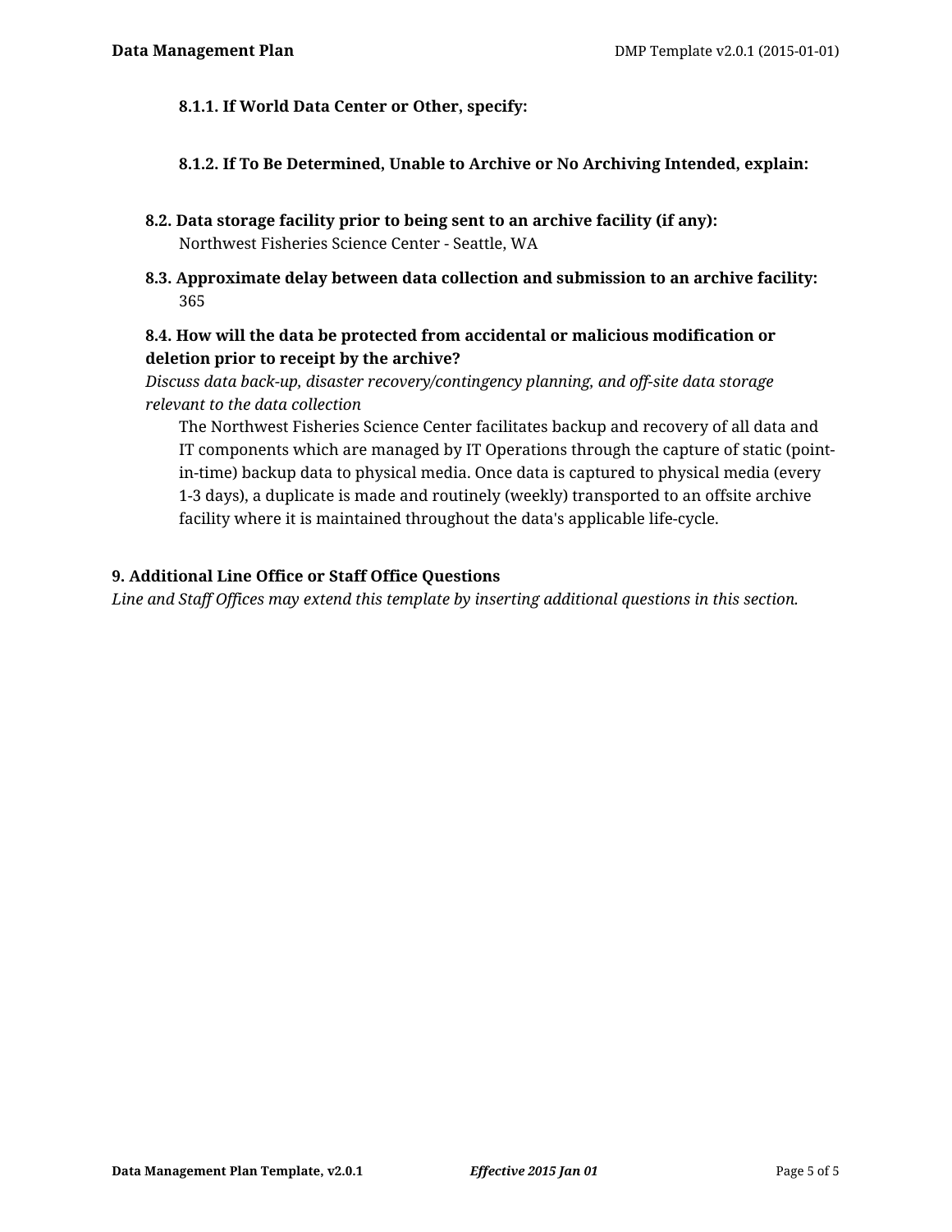#### 8.1.1. If World Data Center or Other, specify:

#### 8.1.2. If To Be Determined, Unable to Archive or No Archiving Intended, explain:

### 8.2. Data storage facility prior to being sent to an archive facility (if any):

Northwest Fisheries Science Center - Seattle, WA

### 8.3. Approximate delay between data collection and submission to an archive facility:

365

### 8.4. How will the data be protected from accidental or malicious modification or deletion prior to receipt by the archive?

*Discuss data back-up, disaster recovery/contingency planning, and off-site data storage relevant to the data collection*

The Northwest Fisheries Science Center facilitates backup and recovery of all data and IT components which are managed by IT Operations through the capture of static (point-in-time) backup data to physical media. Once data is captured to physical media (every 1-3 days), a duplicate is made and routinely (weekly) transported to an offsite archive facility where it is maintained throughout the data's applicable life-cycle.

## 9. Additional Line Office or Staff Office Questions

*Line and Staff Offices may extend this template by inserting additional questions in this section.*